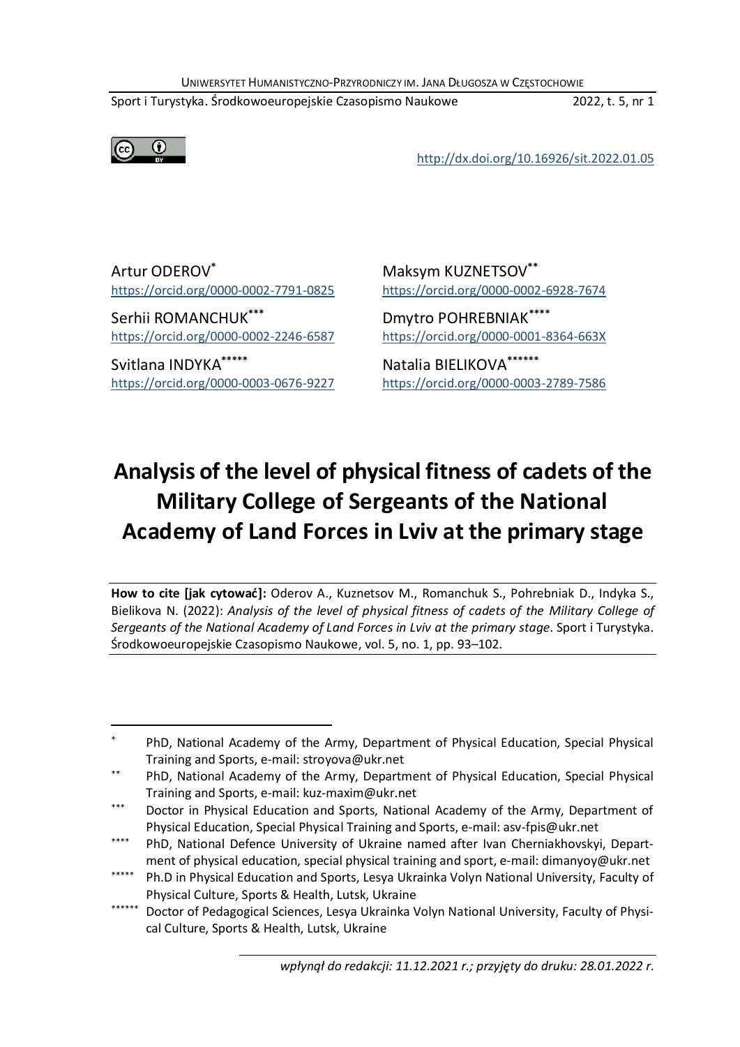http://dx.doi.org/10.16926/sit.2022.01.05

Artur ODEROV[*]
https://orcid.org/0000-0002-7791-0825

Maksym KUZNETSOV[**]
https://orcid.org/0000-0002-6928-7674

Serhii ROMANCHUK[***]
https://orcid.org/0000-0002-2246-6587

Dmytro POHREBNIAK[****]
https://orcid.org/0000-0001-8364-663X

Svitlana INDYKA[*****]
https://orcid.org/0000-0003-0676-9227

Natalia BIELIKOVA[******]
https://orcid.org/0000-0003-2789-7586

# Analysis of the level of physical fitness of cadets of the Military College of Sergeants of the National Academy of Land Forces in Lviv at the primary stage

**How to cite [jak cytować]:** Oderov A., Kuznetsov M., Romanchuk S., Pohrebniak D., Indyka S., Bielikova N. (2022): *Analysis of the level of physical fitness of cadets of the Military College of Sergeants of the National Academy of Land Forces in Lviv at the primary stage*. Sport i Turystyka. Środkowoeuropejskie Czasopismo Naukowe, vol. 5, no. 1, pp. 93–102.

---

[*] PhD, National Academy of the Army, Department of Physical Education, Special Physical Training and Sports, e-mail: stroyova@ukr.net

[**] PhD, National Academy of the Army, Department of Physical Education, Special Physical Training and Sports, e-mail: kuz-maxim@ukr.net

[***] Doctor in Physical Education and Sports, National Academy of the Army, Department of Physical Education, Special Physical Training and Sports, e-mail: asv-fpis@ukr.net

[****] PhD, National Defence University of Ukraine named after Ivan Cherniakhovskyi, Department of physical education, special physical training and sport, e-mail: dimanyoy@ukr.net

[*****] Ph.D in Physical Education and Sports, Lesya Ukrainka Volyn National University, Faculty of Physical Culture, Sports & Health, Lutsk, Ukraine

[******] Doctor of Pedagogical Sciences, Lesya Ukrainka Volyn National University, Faculty of Physical Culture, Sports & Health, Lutsk, Ukraine

*wpłynął do redakcji: 11.12.2021 r.; przyjęty do druku: 28.01.2022 r.*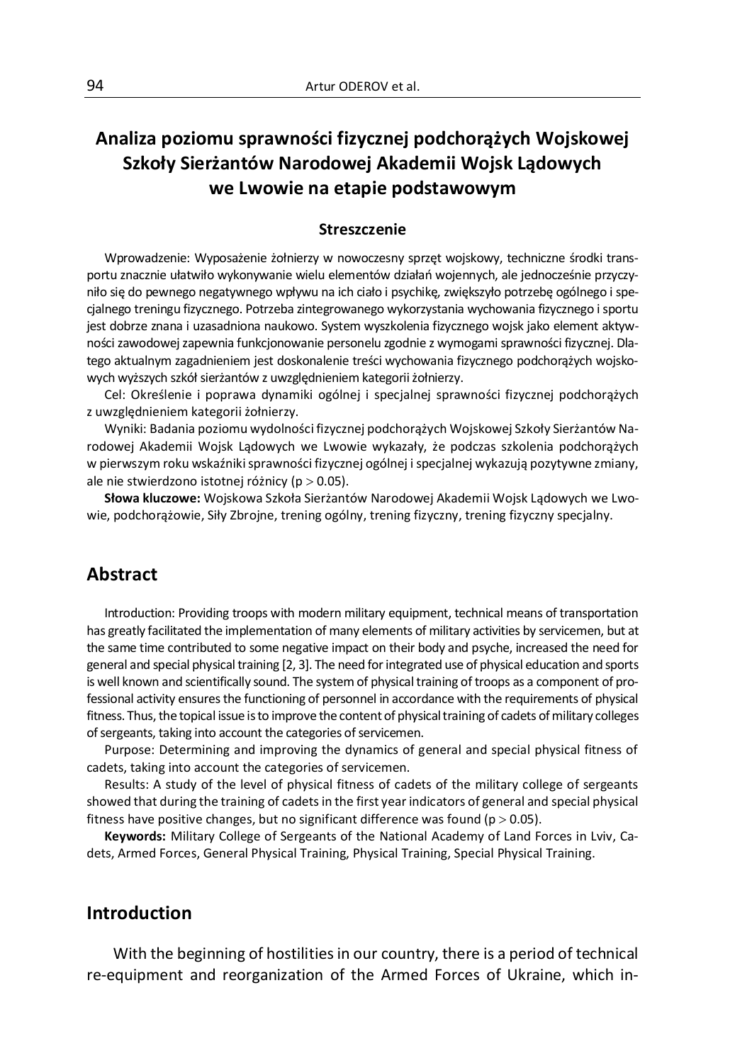## Analiza poziomu sprawności fizycznej podchorążych Wojskowej Szkoły Sierżantów Narodowej Akademii Wojsk Lądowych we Lwowie na etapie podstawowym

### Streszczenie

Wprowadzenie: Wyposażenie żołnierzy w nowoczesny sprzęt wojskowy, techniczne środki transportu znacznie ułatwiło wykonywanie wielu elementów działań wojennych, ale jednocześnie przyczyniło się do pewnego negatywnego wpływu na ich ciało i psychikę, zwiększyło potrzebę ogólnego i specjalnego treningu fizycznego. Potrzeba zintegrowanego wykorzystania wychowania fizycznego i sportu jest dobrze znana i uzasadniona naukowo. System wyszkolenia fizycznego wojsk jako element aktywności zawodowej zapewnia funkcjonowanie personelu zgodnie z wymogami sprawności fizycznej. Dlatego aktualnym zagadnieniem jest doskonalenie treści wychowania fizycznego podchorążych wojskowych wyższych szkół sierżantów z uwzględnieniem kategorii żołnierzy.

Cel: Określenie i poprawa dynamiki ogólnej i specjalnej sprawności fizycznej podchorążych z uwzględnieniem kategorii żołnierzy.

Wyniki: Badania poziomu wydolności fizycznej podchorążych Wojskowej Szkoły Sierżantów Narodowej Akademii Wojsk Lądowych we Lwowie wykazały, że podczas szkolenia podchorążych w pierwszym roku wskaźniki sprawności fizycznej ogólnej i specjalnej wykazują pozytywne zmiany, ale nie stwierdzono istotnej różnicy ($p > 0.05$).

**Słowa kluczowe:** Wojskowa Szkoła Sierżantów Narodowej Akademii Wojsk Lądowych we Lwowie, podchorążowie, Siły Zbrojne, trening ogólny, trening fizyczny, trening fizyczny specjalny.

## Abstract

Introduction: Providing troops with modern military equipment, technical means of transportation has greatly facilitated the implementation of many elements of military activities by servicemen, but at the same time contributed to some negative impact on their body and psyche, increased the need for general and special physical training [2, 3]. The need for integrated use of physical education and sports is well known and scientifically sound. The system of physical training of troops as a component of professional activity ensures the functioning of personnel in accordance with the requirements of physical fitness. Thus, the topical issue is to improve the content of physical training of cadets of military colleges of sergeants, taking into account the categories of servicemen.

Purpose: Determining and improving the dynamics of general and special physical fitness of cadets, taking into account the categories of servicemen.

Results: A study of the level of physical fitness of cadets of the military college of sergeants showed that during the training of cadets in the first year indicators of general and special physical fitness have positive changes, but no significant difference was found ($p > 0.05$).

**Keywords:** Military College of Sergeants of the National Academy of Land Forces in Lviv, Cadets, Armed Forces, General Physical Training, Physical Training, Special Physical Training.

## Introduction

With the beginning of hostilities in our country, there is a period of technical re-equipment and reorganization of the Armed Forces of Ukraine, which in-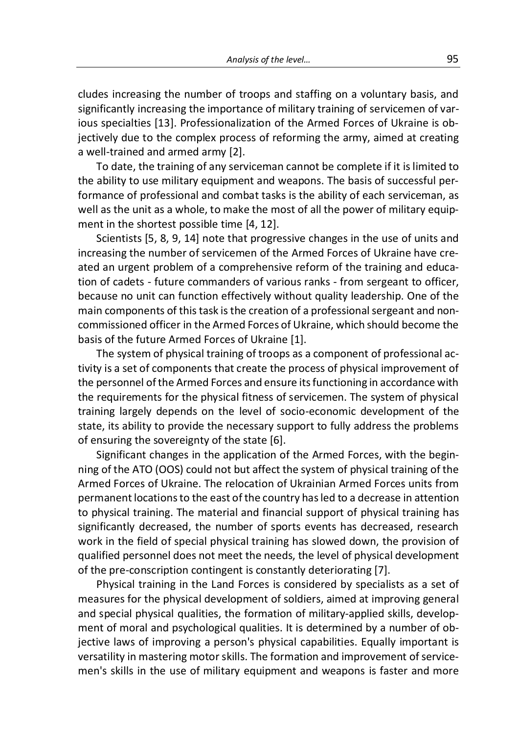cludes increasing the number of troops and staffing on a voluntary basis, and significantly increasing the importance of military training of servicemen of various specialties [13]. Professionalization of the Armed Forces of Ukraine is objectively due to the complex process of reforming the army, aimed at creating a well-trained and armed army [2].

To date, the training of any serviceman cannot be complete if it is limited to the ability to use military equipment and weapons. The basis of successful performance of professional and combat tasks is the ability of each serviceman, as well as the unit as a whole, to make the most of all the power of military equipment in the shortest possible time [4, 12].

Scientists [5, 8, 9, 14] note that progressive changes in the use of units and increasing the number of servicemen of the Armed Forces of Ukraine have created an urgent problem of a comprehensive reform of the training and education of cadets - future commanders of various ranks - from sergeant to officer, because no unit can function effectively without quality leadership. One of the main components of this task is the creation of a professional sergeant and non-commissioned officer in the Armed Forces of Ukraine, which should become the basis of the future Armed Forces of Ukraine [1].

The system of physical training of troops as a component of professional activity is a set of components that create the process of physical improvement of the personnel of the Armed Forces and ensure its functioning in accordance with the requirements for the physical fitness of servicemen. The system of physical training largely depends on the level of socio-economic development of the state, its ability to provide the necessary support to fully address the problems of ensuring the sovereignty of the state [6].

Significant changes in the application of the Armed Forces, with the beginning of the ATO (OOS) could not but affect the system of physical training of the Armed Forces of Ukraine. The relocation of Ukrainian Armed Forces units from permanent locations to the east of the country has led to a decrease in attention to physical training. The material and financial support of physical training has significantly decreased, the number of sports events has decreased, research work in the field of special physical training has slowed down, the provision of qualified personnel does not meet the needs, the level of physical development of the pre-conscription contingent is constantly deteriorating [7].

Physical training in the Land Forces is considered by specialists as a set of measures for the physical development of soldiers, aimed at improving general and special physical qualities, the formation of military-applied skills, development of moral and psychological qualities. It is determined by a number of objective laws of improving a person's physical capabilities. Equally important is versatility in mastering motor skills. The formation and improvement of servicemen's skills in the use of military equipment and weapons is faster and more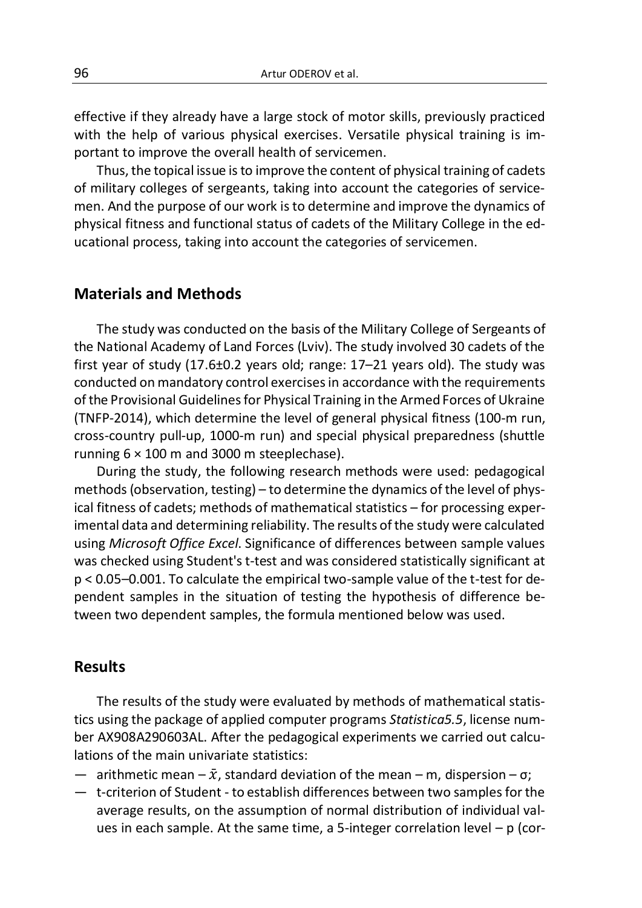effective if they already have a large stock of motor skills, previously practiced with the help of various physical exercises. Versatile physical training is important to improve the overall health of servicemen.

Thus, the topical issue is to improve the content of physical training of cadets of military colleges of sergeants, taking into account the categories of servicemen. And the purpose of our work is to determine and improve the dynamics of physical fitness and functional status of cadets of the Military College in the educational process, taking into account the categories of servicemen.

## Materials and Methods

The study was conducted on the basis of the Military College of Sergeants of the National Academy of Land Forces (Lviv). The study involved 30 cadets of the first year of study (17.6±0.2 years old; range: 17–21 years old). The study was conducted on mandatory control exercises in accordance with the requirements of the Provisional Guidelines for Physical Training in the Armed Forces of Ukraine (TNFP-2014), which determine the level of general physical fitness (100-m run, cross-country pull-up, 1000-m run) and special physical preparedness (shuttle running 6 × 100 m and 3000 m steeplechase).

During the study, the following research methods were used: pedagogical methods (observation, testing) – to determine the dynamics of the level of physical fitness of cadets; methods of mathematical statistics – for processing experimental data and determining reliability. The results of the study were calculated using *Microsoft Office Excel*. Significance of differences between sample values was checked using Student's t-test and was considered statistically significant at $p < 0.05$–$0.001$. To calculate the empirical two-sample value of the t-test for dependent samples in the situation of testing the hypothesis of difference between two dependent samples, the formula mentioned below was used.

## Results

The results of the study were evaluated by methods of mathematical statistics using the package of applied computer programs *Statistica5.5*, license number AX908A290603AL. After the pedagogical experiments we carried out calculations of the main univariate statistics:

- arithmetic mean – $\bar{x}$, standard deviation of the mean – m, dispersion – σ;
- t-criterion of Student - to establish differences between two samples for the average results, on the assumption of normal distribution of individual values in each sample. At the same time, a 5-integer correlation level – p (cor-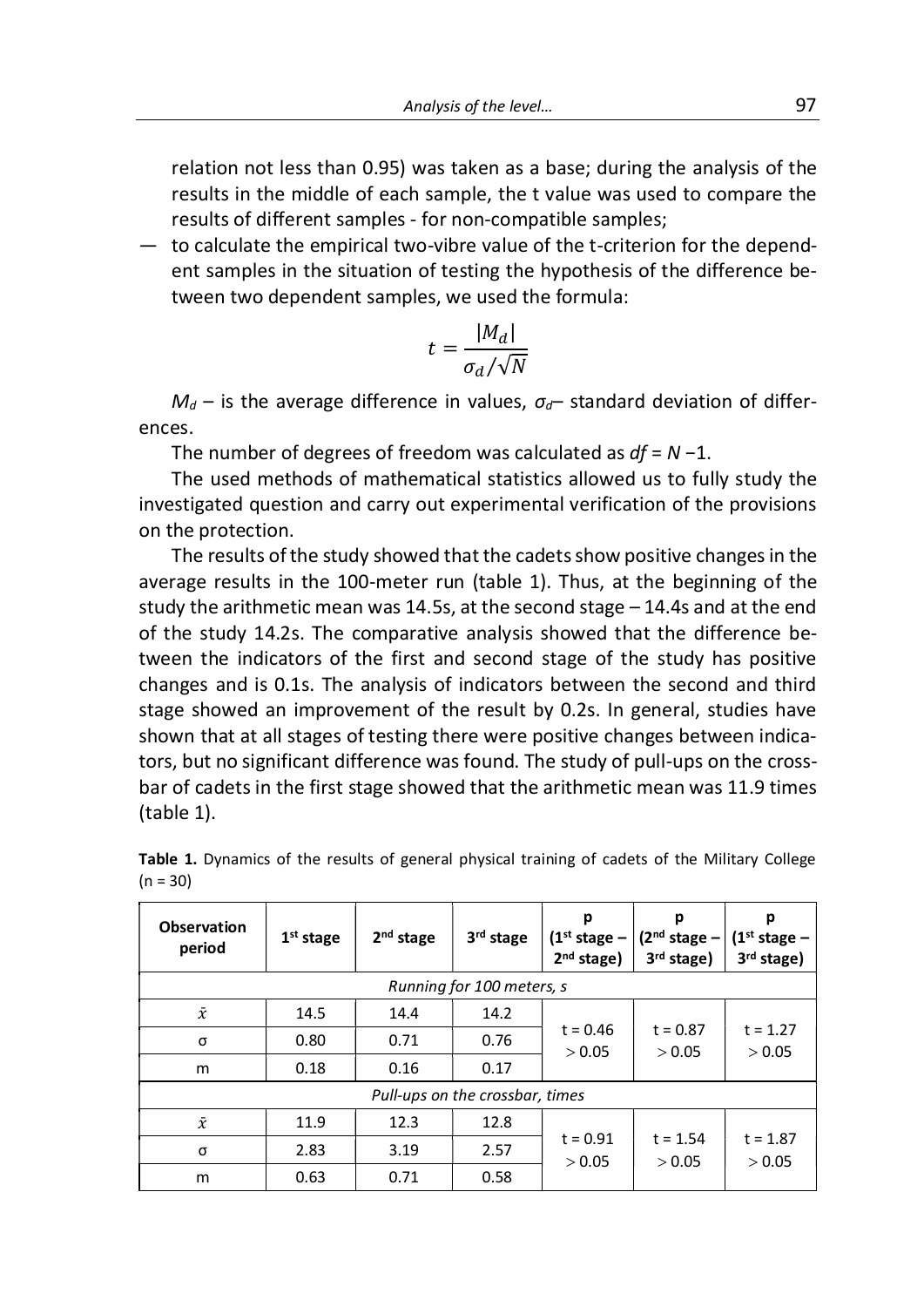relation not less than 0.95) was taken as a base; during the analysis of the results in the middle of each sample, the t value was used to compare the results of different samples - for non-compatible samples;

— to calculate the empirical two-vibre value of the t-criterion for the dependent samples in the situation of testing the hypothesis of the difference between two dependent samples, we used the formula:

$$t = \frac{|M_d|}{\sigma_d/\sqrt{N}}$$

$M_d$ – is the average difference in values, $\sigma_d$– standard deviation of differences.

The number of degrees of freedom was calculated as $df = N - 1$.

The used methods of mathematical statistics allowed us to fully study the investigated question and carry out experimental verification of the provisions on the protection.

The results of the study showed that the cadets show positive changes in the average results in the 100-meter run (table 1). Thus, at the beginning of the study the arithmetic mean was 14.5s, at the second stage – 14.4s and at the end of the study 14.2s. The comparative analysis showed that the difference between the indicators of the first and second stage of the study has positive changes and is 0.1s. The analysis of indicators between the second and third stage showed an improvement of the result by 0.2s. In general, studies have shown that at all stages of testing there were positive changes between indicators, but no significant difference was found. The study of pull-ups on the crossbar of cadets in the first stage showed that the arithmetic mean was 11.9 times (table 1).

**Table 1.** Dynamics of the results of general physical training of cadets of the Military College (n = 30)

| Observation period | 1st stage | 2nd stage | 3rd stage | p (1st stage – 2nd stage) | p (2nd stage – 3rd stage) | p (1st stage – 3rd stage) |
|---|---|---|---|---|---|---|
| *Running for 100 meters, s* | | | | | | |
| $\bar{x}$ | 14.5 | 14.4 | 14.2 | t = 0.46 > 0.05 | t = 0.87 > 0.05 | t = 1.27 > 0.05 |
| σ | 0.80 | 0.71 | 0.76 | | | |
| m | 0.18 | 0.16 | 0.17 | | | |
| *Pull-ups on the crossbar, times* | | | | | | |
| $\bar{x}$ | 11.9 | 12.3 | 12.8 | t = 0.91 > 0.05 | t = 1.54 > 0.05 | t = 1.87 > 0.05 |
| σ | 2.83 | 3.19 | 2.57 | | | |
| m | 0.63 | 0.71 | 0.58 | | | |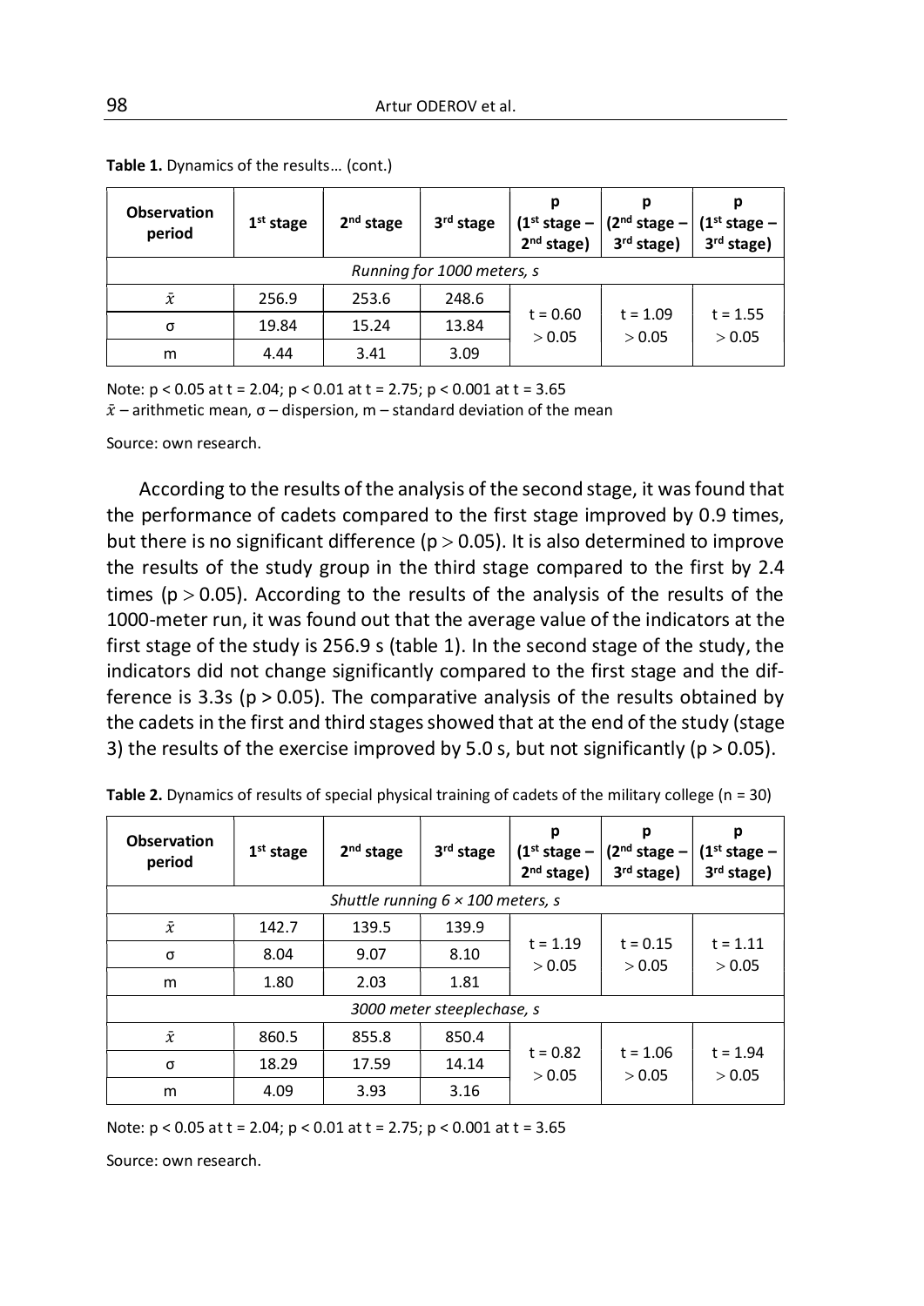**Table 1.** Dynamics of the results… (cont.)

| Observation period | 1st stage | 2nd stage | 3rd stage | p (1st stage – 2nd stage) | p (2nd stage – 3rd stage) | p (1st stage – 3rd stage) |
|---|---|---|---|---|---|---|
| *Running for 1000 meters, s* | | | | | | |
| $\bar{x}$ | 256.9 | 253.6 | 248.6 | t = 0.60 > 0.05 | t = 1.09 > 0.05 | t = 1.55 > 0.05 |
| σ | 19.84 | 15.24 | 13.84 | | | |
| m | 4.44 | 3.41 | 3.09 | | | |

Note: $p < 0.05$ at t = 2.04; $p < 0.01$ at t = 2.75; $p < 0.001$ at t = 3.65
$\bar{x}$ – arithmetic mean, σ – dispersion, m – standard deviation of the mean

Source: own research.

According to the results of the analysis of the second stage, it was found that the performance of cadets compared to the first stage improved by 0.9 times, but there is no significant difference ($p > 0.05$). It is also determined to improve the results of the study group in the third stage compared to the first by 2.4 times ($p > 0.05$). According to the results of the analysis of the results of the 1000-meter run, it was found out that the average value of the indicators at the first stage of the study is 256.9 s (table 1). In the second stage of the study, the indicators did not change significantly compared to the first stage and the difference is 3.3s ($p > 0.05$). The comparative analysis of the results obtained by the cadets in the first and third stages showed that at the end of the study (stage 3) the results of the exercise improved by 5.0 s, but not significantly ($p > 0.05$).

**Table 2.** Dynamics of results of special physical training of cadets of the military college (n = 30)

| Observation period | 1st stage | 2nd stage | 3rd stage | p (1st stage – 2nd stage) | p (2nd stage – 3rd stage) | p (1st stage – 3rd stage) |
|---|---|---|---|---|---|---|
| *Shuttle running 6 × 100 meters, s* | | | | | | |
| $\bar{x}$ | 142.7 | 139.5 | 139.9 | t = 1.19 > 0.05 | t = 0.15 > 0.05 | t = 1.11 > 0.05 |
| σ | 8.04 | 9.07 | 8.10 | | | |
| m | 1.80 | 2.03 | 1.81 | | | |
| *3000 meter steeplechase, s* | | | | | | |
| $\bar{x}$ | 860.5 | 855.8 | 850.4 | t = 0.82 > 0.05 | t = 1.06 > 0.05 | t = 1.94 > 0.05 |
| σ | 18.29 | 17.59 | 14.14 | | | |
| m | 4.09 | 3.93 | 3.16 | | | |

Note: $p < 0.05$ at t = 2.04; $p < 0.01$ at t = 2.75; $p < 0.001$ at t = 3.65

Source: own research.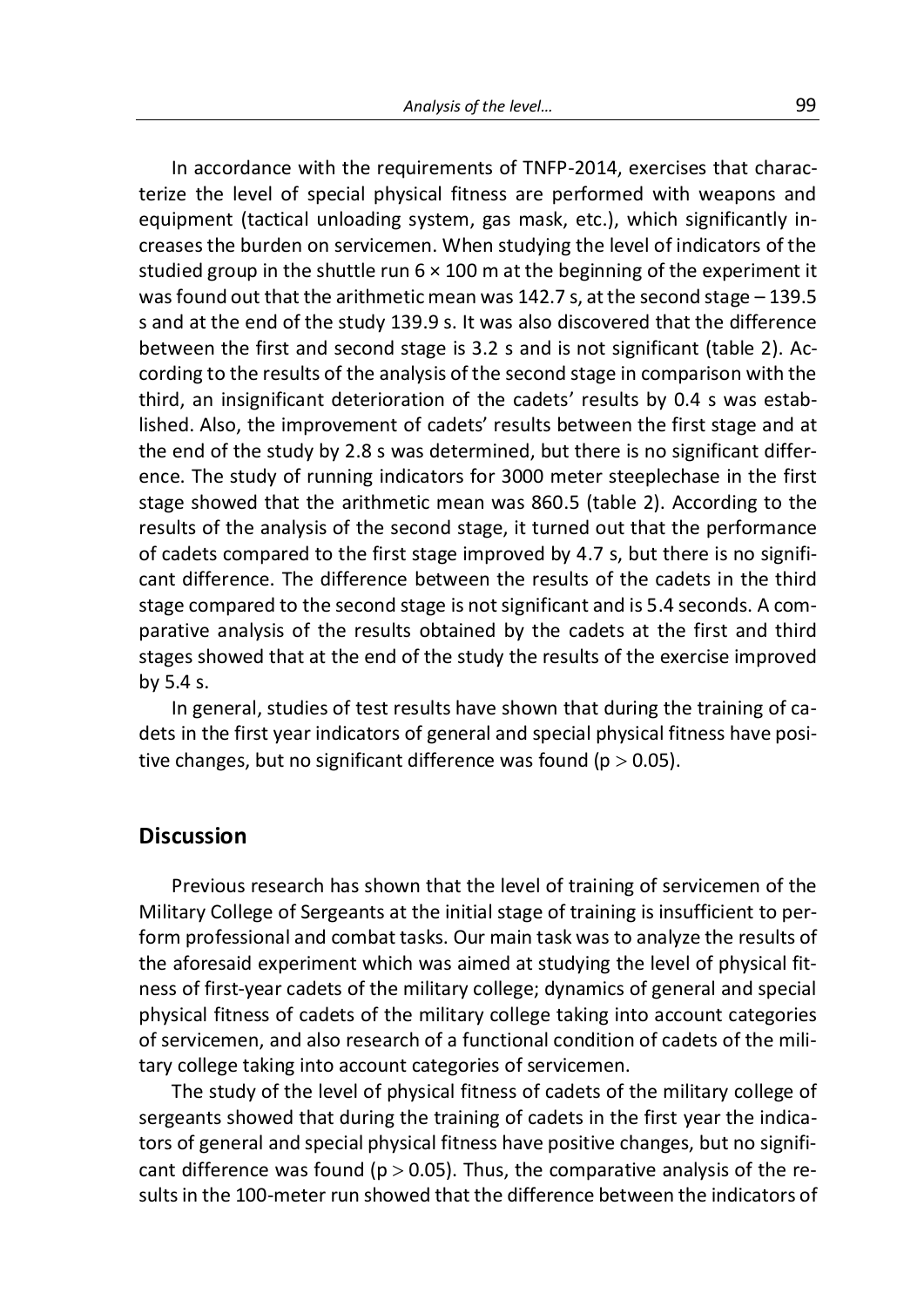In accordance with the requirements of TNFP-2014, exercises that characterize the level of special physical fitness are performed with weapons and equipment (tactical unloading system, gas mask, etc.), which significantly increases the burden on servicemen. When studying the level of indicators of the studied group in the shuttle run 6 × 100 m at the beginning of the experiment it was found out that the arithmetic mean was 142.7 s, at the second stage – 139.5 s and at the end of the study 139.9 s. It was also discovered that the difference between the first and second stage is 3.2 s and is not significant (table 2). According to the results of the analysis of the second stage in comparison with the third, an insignificant deterioration of the cadets' results by 0.4 s was established. Also, the improvement of cadets' results between the first stage and at the end of the study by 2.8 s was determined, but there is no significant difference. The study of running indicators for 3000 meter steeplechase in the first stage showed that the arithmetic mean was 860.5 (table 2). According to the results of the analysis of the second stage, it turned out that the performance of cadets compared to the first stage improved by 4.7 s, but there is no significant difference. The difference between the results of the cadets in the third stage compared to the second stage is not significant and is 5.4 seconds. A comparative analysis of the results obtained by the cadets at the first and third stages showed that at the end of the study the results of the exercise improved by 5.4 s.

In general, studies of test results have shown that during the training of cadets in the first year indicators of general and special physical fitness have positive changes, but no significant difference was found ($p > 0.05$).

## Discussion

Previous research has shown that the level of training of servicemen of the Military College of Sergeants at the initial stage of training is insufficient to perform professional and combat tasks. Our main task was to analyze the results of the aforesaid experiment which was aimed at studying the level of physical fitness of first-year cadets of the military college; dynamics of general and special physical fitness of cadets of the military college taking into account categories of servicemen, and also research of a functional condition of cadets of the military college taking into account categories of servicemen.

The study of the level of physical fitness of cadets of the military college of sergeants showed that during the training of cadets in the first year the indicators of general and special physical fitness have positive changes, but no significant difference was found ($p > 0.05$). Thus, the comparative analysis of the results in the 100-meter run showed that the difference between the indicators of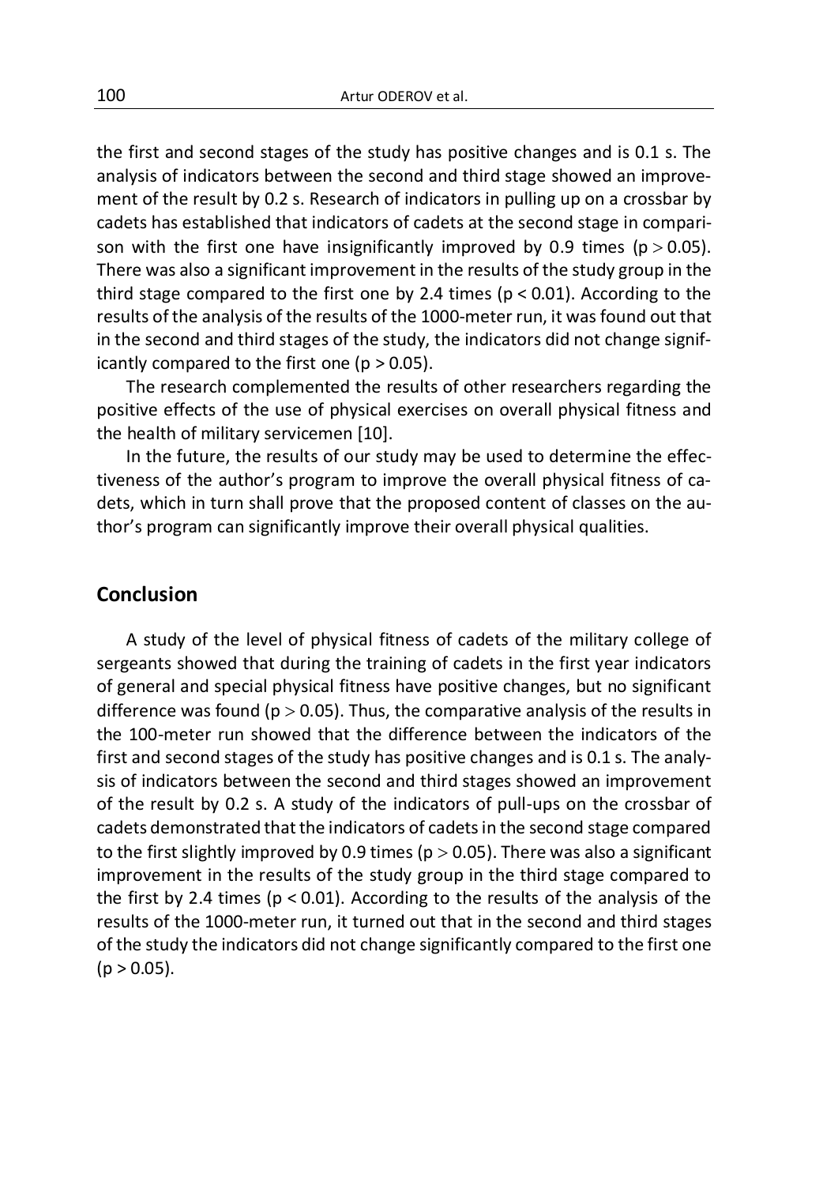the first and second stages of the study has positive changes and is 0.1 s. The analysis of indicators between the second and third stage showed an improvement of the result by 0.2 s. Research of indicators in pulling up on a crossbar by cadets has established that indicators of cadets at the second stage in comparison with the first one have insignificantly improved by 0.9 times ($p > 0.05$). There was also a significant improvement in the results of the study group in the third stage compared to the first one by 2.4 times ($p < 0.01$). According to the results of the analysis of the results of the 1000-meter run, it was found out that in the second and third stages of the study, the indicators did not change significantly compared to the first one ($p > 0.05$).

The research complemented the results of other researchers regarding the positive effects of the use of physical exercises on overall physical fitness and the health of military servicemen [10].

In the future, the results of our study may be used to determine the effectiveness of the author's program to improve the overall physical fitness of cadets, which in turn shall prove that the proposed content of classes on the author's program can significantly improve their overall physical qualities.

## Conclusion

A study of the level of physical fitness of cadets of the military college of sergeants showed that during the training of cadets in the first year indicators of general and special physical fitness have positive changes, but no significant difference was found ($p > 0.05$). Thus, the comparative analysis of the results in the 100-meter run showed that the difference between the indicators of the first and second stages of the study has positive changes and is 0.1 s. The analysis of indicators between the second and third stages showed an improvement of the result by 0.2 s. A study of the indicators of pull-ups on the crossbar of cadets demonstrated that the indicators of cadets in the second stage compared to the first slightly improved by 0.9 times ($p > 0.05$). There was also a significant improvement in the results of the study group in the third stage compared to the first by 2.4 times ($p < 0.01$). According to the results of the analysis of the results of the 1000-meter run, it turned out that in the second and third stages of the study the indicators did not change significantly compared to the first one ($p > 0.05$).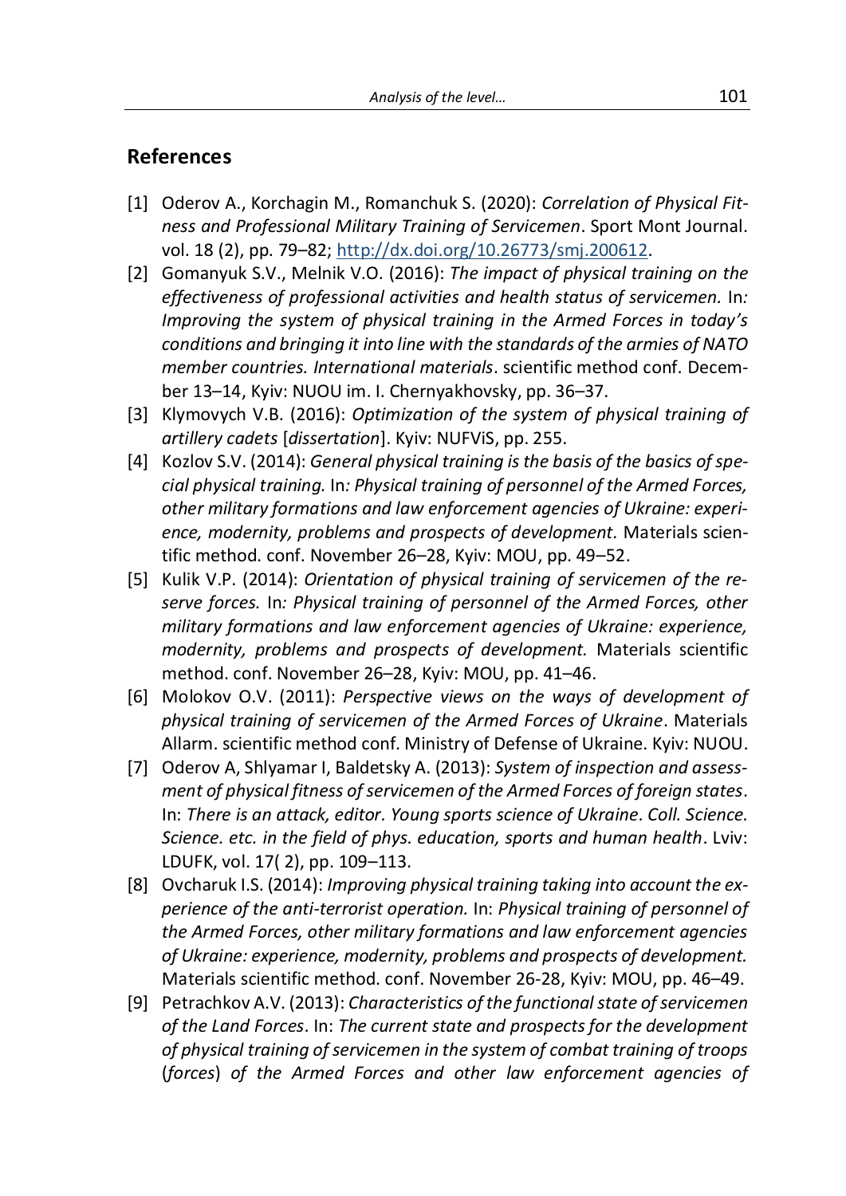## References

[1] Oderov A., Korchagin M., Romanchuk S. (2020): *Correlation of Physical Fitness and Professional Military Training of Servicemen*. Sport Mont Journal. vol. 18 (2), pp. 79–82; http://dx.doi.org/10.26773/smj.200612.

[2] Gomanyuk S.V., Melnik V.O. (2016): *The impact of physical training on the effectiveness of professional activities and health status of servicemen.* In*: Improving the system of physical training in the Armed Forces in today's conditions and bringing it into line with the standards of the armies of NATO member countries. International materials*. scientific method conf. December 13–14, Kyiv: NUOU im. I. Chernyakhovsky, pp. 36–37.

[3] Klymovych V.B. (2016): *Optimization of the system of physical training of artillery cadets* [*dissertation*]. Kyiv: NUFViS, pp. 255.

[4] Kozlov S.V. (2014): *General physical training is the basis of the basics of special physical training.* In*: Physical training of personnel of the Armed Forces, other military formations and law enforcement agencies of Ukraine: experience, modernity, problems and prospects of development.* Materials scientific method. conf. November 26–28, Kyiv: MOU, pp. 49–52.

[5] Kulik V.P. (2014): *Orientation of physical training of servicemen of the reserve forces.* In*: Physical training of personnel of the Armed Forces, other military formations and law enforcement agencies of Ukraine: experience, modernity, problems and prospects of development.* Materials scientific method. conf. November 26–28, Kyiv: MOU, pp. 41–46.

[6] Molokov O.V. (2011): *Perspective views on the ways of development of physical training of servicemen of the Armed Forces of Ukraine*. Materials Allarm. scientific method conf. Ministry of Defense of Ukraine. Kyiv: NUOU.

[7] Oderov A, Shlyamar I, Baldetsky A. (2013): *System of inspection and assessment of physical fitness of servicemen of the Armed Forces of foreign states*. In: *There is an attack, editor. Young sports science of Ukraine*. *Coll. Science. Science. etc. in the field of phys. education, sports and human health*. Lviv: LDUFK, vol. 17( 2), pp. 109–113.

[8] Ovcharuk I.S. (2014): *Improving physical training taking into account the experience of the anti-terrorist operation.* In: *Physical training of personnel of the Armed Forces, other military formations and law enforcement agencies of Ukraine: experience, modernity, problems and prospects of development.* Materials scientific method. conf. November 26-28, Kyiv: MOU, pp. 46–49.

[9] Petrachkov A.V. (2013): *Characteristics of the functional state of servicemen of the Land Forces*. In: *The current state and prospects for the development of physical training of servicemen in the system of combat training of troops* (*forces*) *of the Armed Forces and other law enforcement agencies of*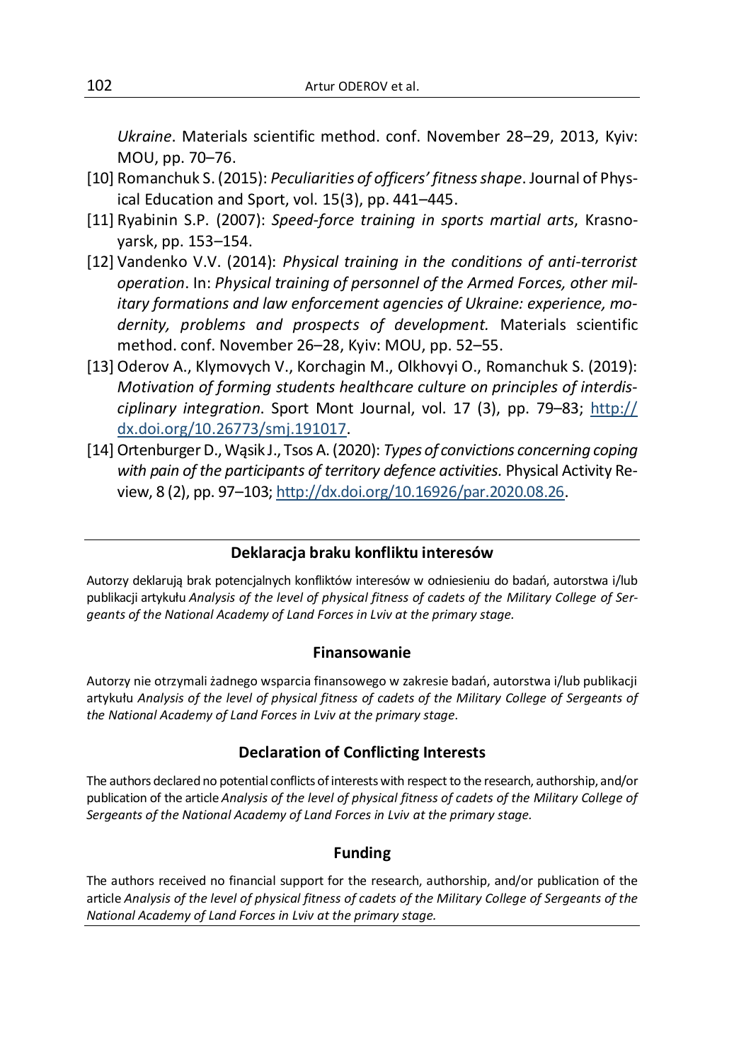*Ukraine*. Materials scientific method. conf. November 28–29, 2013, Kyiv: MOU, pp. 70–76.

[10] Romanchuk S. (2015): *Peculiarities of officers' fitness shape*. Journal of Physical Education and Sport, vol. 15(3), pp. 441–445.

[11] Ryabinin S.P. (2007): *Speed-force training in sports martial arts*, Krasnoyarsk, pp. 153–154.

[12] Vandenko V.V. (2014): *Physical training in the conditions of anti-terrorist operation*. In: *Physical training of personnel of the Armed Forces, other military formations and law enforcement agencies of Ukraine: experience, modernity, problems and prospects of development.* Materials scientific method. conf. November 26–28, Kyiv: MOU, pp. 52–55.

[13] Oderov A., Klymovych V., Korchagin M., Olkhovyi O., Romanchuk S. (2019): *Motivation of forming students healthcare culture on principles of interdisciplinary integration*. Sport Mont Journal, vol. 17 (3), pp. 79–83; http://dx.doi.org/10.26773/smj.191017.

[14] Ortenburger D., Wąsik J., Tsos A. (2020): *Types of convictions concerning coping with pain of the participants of territory defence activities.* Physical Activity Review, 8 (2), pp. 97–103; http://dx.doi.org/10.16926/par.2020.08.26.

## Deklaracja braku konfliktu interesów

Autorzy deklarują brak potencjalnych konfliktów interesów w odniesieniu do badań, autorstwa i/lub publikacji artykułu *Analysis of the level of physical fitness of cadets of the Military College of Sergeants of the National Academy of Land Forces in Lviv at the primary stage.*

## Finansowanie

Autorzy nie otrzymali żadnego wsparcia finansowego w zakresie badań, autorstwa i/lub publikacji artykułu *Analysis of the level of physical fitness of cadets of the Military College of Sergeants of the National Academy of Land Forces in Lviv at the primary stage*.

## Declaration of Conflicting Interests

The authors declared no potential conflicts of interests with respect to the research, authorship, and/or publication of the article *Analysis of the level of physical fitness of cadets of the Military College of Sergeants of the National Academy of Land Forces in Lviv at the primary stage.*

## Funding

The authors received no financial support for the research, authorship, and/or publication of the article *Analysis of the level of physical fitness of cadets of the Military College of Sergeants of the National Academy of Land Forces in Lviv at the primary stage.*